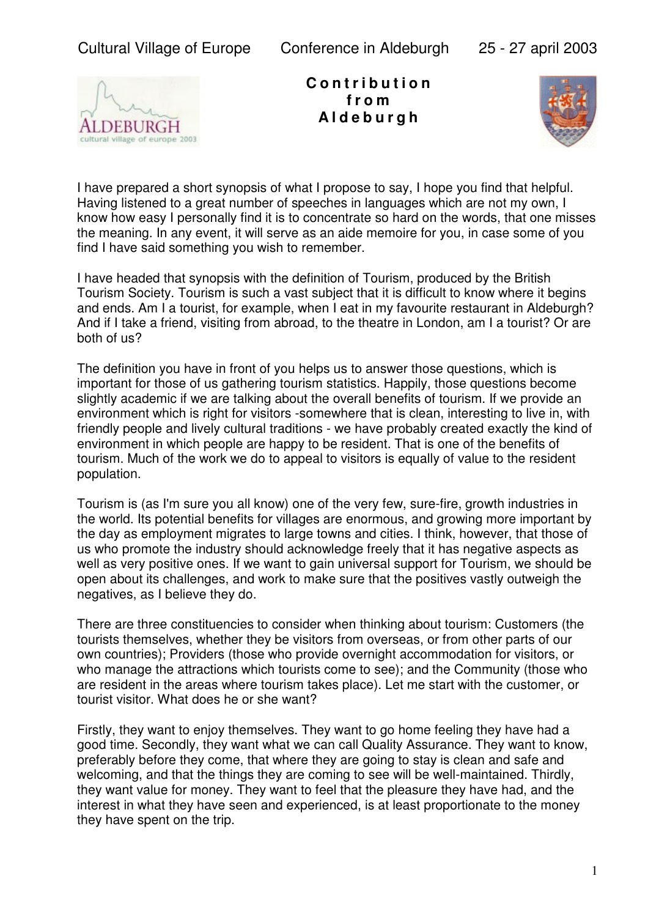Cultural Village of Europe   Conference in Aldeburgh   25 - 27 april 2003

# Contribution from Aldeburgh

I have prepared a short synopsis of what I propose to say, I hope you find that helpful. Having listened to a great number of speeches in languages which are not my own, I know how easy I personally find it is to concentrate so hard on the words, that one misses the meaning. In any event, it will serve as an aide memoire for you, in case some of you find I have said something you wish to remember.

I have headed that synopsis with the definition of Tourism, produced by the British Tourism Society. Tourism is such a vast subject that it is difficult to know where it begins and ends. Am I a tourist, for example, when I eat in my favourite restaurant in Aldeburgh? And if I take a friend, visiting from abroad, to the theatre in London, am I a tourist? Or are both of us?

The definition you have in front of you helps us to answer those questions, which is important for those of us gathering tourism statistics. Happily, those questions become slightly academic if we are talking about the overall benefits of tourism. If we provide an environment which is right for visitors -somewhere that is clean, interesting to live in, with friendly people and lively cultural traditions - we have probably created exactly the kind of environment in which people are happy to be resident. That is one of the benefits of tourism. Much of the work we do to appeal to visitors is equally of value to the resident population.

Tourism is (as I'm sure you all know) one of the very few, sure-fire, growth industries in the world. Its potential benefits for villages are enormous, and growing more important by the day as employment migrates to large towns and cities. I think, however, that those of us who promote the industry should acknowledge freely that it has negative aspects as well as very positive ones. If we want to gain universal support for Tourism, we should be open about its challenges, and work to make sure that the positives vastly outweigh the negatives, as I believe they do.

There are three constituencies to consider when thinking about tourism: Customers (the tourists themselves, whether they be visitors from overseas, or from other parts of our own countries); Providers (those who provide overnight accommodation for visitors, or who manage the attractions which tourists come to see); and the Community (those who are resident in the areas where tourism takes place). Let me start with the customer, or tourist visitor. What does he or she want?

Firstly, they want to enjoy themselves. They want to go home feeling they have had a good time. Secondly, they want what we can call Quality Assurance. They want to know, preferably before they come, that where they are going to stay is clean and safe and welcoming, and that the things they are coming to see will be well-maintained. Thirdly, they want value for money. They want to feel that the pleasure they have had, and the interest in what they have seen and experienced, is at least proportionate to the money they have spent on the trip.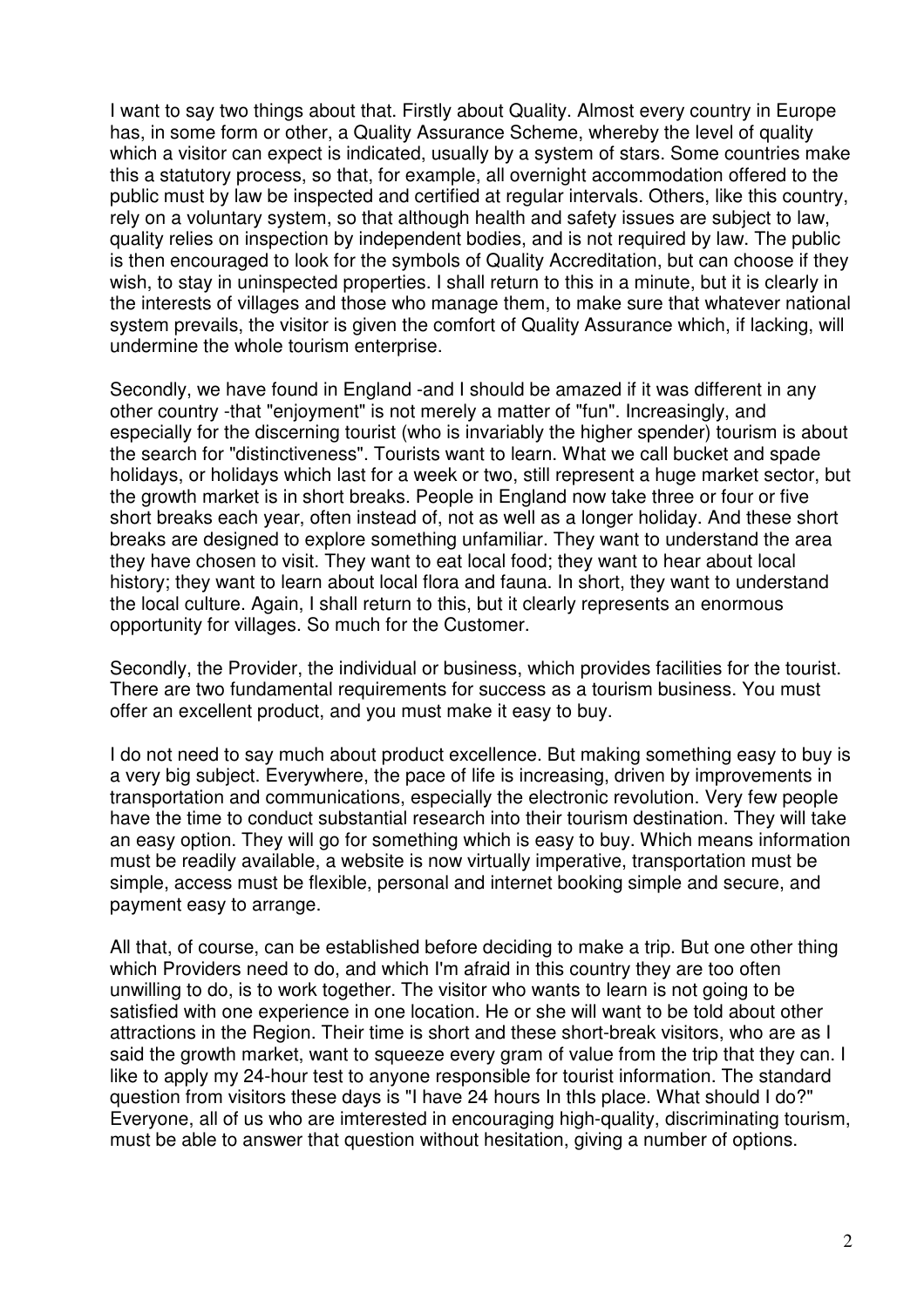I want to say two things about that. Firstly about Quality. Almost every country in Europe has, in some form or other, a Quality Assurance Scheme, whereby the level of quality which a visitor can expect is indicated, usually by a system of stars. Some countries make this a statutory process, so that, for example, all overnight accommodation offered to the public must by law be inspected and certified at regular intervals. Others, like this country, rely on a voluntary system, so that although health and safety issues are subject to law, quality relies on inspection by independent bodies, and is not required by law. The public is then encouraged to look for the symbols of Quality Accreditation, but can choose if they wish, to stay in uninspected properties. I shall return to this in a minute, but it is clearly in the interests of villages and those who manage them, to make sure that whatever national system prevails, the visitor is given the comfort of Quality Assurance which, if lacking, will undermine the whole tourism enterprise.

Secondly, we have found in England -and I should be amazed if it was different in any other country -that "enjoyment" is not merely a matter of "fun". Increasingly, and especially for the discerning tourist (who is invariably the higher spender) tourism is about the search for "distinctiveness". Tourists want to learn. What we call bucket and spade holidays, or holidays which last for a week or two, still represent a huge market sector, but the growth market is in short breaks. People in England now take three or four or five short breaks each year, often instead of, not as well as a longer holiday. And these short breaks are designed to explore something unfamiliar. They want to understand the area they have chosen to visit. They want to eat local food; they want to hear about local history; they want to learn about local flora and fauna. In short, they want to understand the local culture. Again, I shall return to this, but it clearly represents an enormous opportunity for villages. So much for the Customer.

Secondly, the Provider, the individual or business, which provides facilities for the tourist. There are two fundamental requirements for success as a tourism business. You must offer an excellent product, and you must make it easy to buy.

I do not need to say much about product excellence. But making something easy to buy is a very big subject. Everywhere, the pace of life is increasing, driven by improvements in transportation and communications, especially the electronic revolution. Very few people have the time to conduct substantial research into their tourism destination. They will take an easy option. They will go for something which is easy to buy. Which means information must be readily available, a website is now virtually imperative, transportation must be simple, access must be flexible, personal and internet booking simple and secure, and payment easy to arrange.

All that, of course, can be established before deciding to make a trip. But one other thing which Providers need to do, and which I'm afraid in this country they are too often unwilling to do, is to work together. The visitor who wants to learn is not going to be satisfied with one experience in one location. He or she will want to be told about other attractions in the Region. Their time is short and these short-break visitors, who are as I said the growth market, want to squeeze every gram of value from the trip that they can. I like to apply my 24-hour test to anyone responsible for tourist information. The standard question from visitors these days is "I have 24 hours In thIs place. What should I do?" Everyone, all of us who are imterested in encouraging high-quality, discriminating tourism, must be able to answer that question without hesitation, giving a number of options.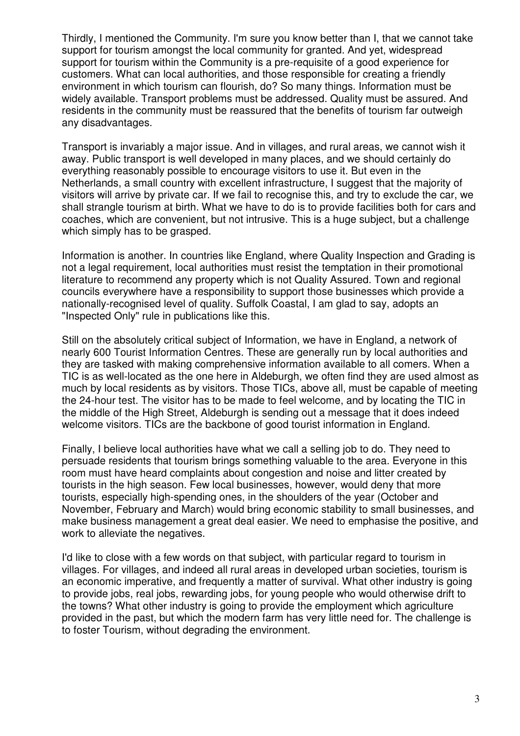Thirdly, I mentioned the Community. I'm sure you know better than I, that we cannot take support for tourism amongst the local community for granted. And yet, widespread support for tourism within the Community is a pre-requisite of a good experience for customers. What can local authorities, and those responsible for creating a friendly environment in which tourism can flourish, do? So many things. Information must be widely available. Transport problems must be addressed. Quality must be assured. And residents in the community must be reassured that the benefits of tourism far outweigh any disadvantages.

Transport is invariably a major issue. And in villages, and rural areas, we cannot wish it away. Public transport is well developed in many places, and we should certainly do everything reasonably possible to encourage visitors to use it. But even in the Netherlands, a small country with excellent infrastructure, I suggest that the majority of visitors will arrive by private car. If we fail to recognise this, and try to exclude the car, we shall strangle tourism at birth. What we have to do is to provide facilities both for cars and coaches, which are convenient, but not intrusive. This is a huge subject, but a challenge which simply has to be grasped.

Information is another. In countries like England, where Quality Inspection and Grading is not a legal requirement, local authorities must resist the temptation in their promotional literature to recommend any property which is not Quality Assured. Town and regional councils everywhere have a responsibility to support those businesses which provide a nationally-recognised level of quality. Suffolk Coastal, I am glad to say, adopts an "Inspected Only" rule in publications like this.

Still on the absolutely critical subject of Information, we have in England, a network of nearly 600 Tourist Information Centres. These are generally run by local authorities and they are tasked with making comprehensive information available to all comers. When a TIC is as well-located as the one here in Aldeburgh, we often find they are used almost as much by local residents as by visitors. Those TICs, above all, must be capable of meeting the 24-hour test. The visitor has to be made to feel welcome, and by locating the TIC in the middle of the High Street, Aldeburgh is sending out a message that it does indeed welcome visitors. TICs are the backbone of good tourist information in England.

Finally, I believe local authorities have what we call a selling job to do. They need to persuade residents that tourism brings something valuable to the area. Everyone in this room must have heard complaints about congestion and noise and litter created by tourists in the high season. Few local businesses, however, would deny that more tourists, especially high-spending ones, in the shoulders of the year (October and November, February and March) would bring economic stability to small businesses, and make business management a great deal easier. We need to emphasise the positive, and work to alleviate the negatives.

I'd like to close with a few words on that subject, with particular regard to tourism in villages. For villages, and indeed all rural areas in developed urban societies, tourism is an economic imperative, and frequently a matter of survival. What other industry is going to provide jobs, real jobs, rewarding jobs, for young people who would otherwise drift to the towns? What other industry is going to provide the employment which agriculture provided in the past, but which the modern farm has very little need for. The challenge is to foster Tourism, without degrading the environment.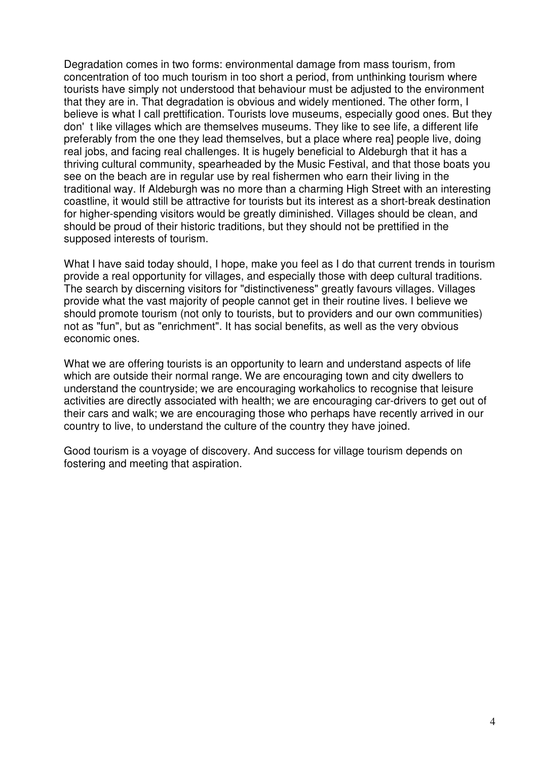Degradation comes in two forms: environmental damage from mass tourism, from concentration of too much tourism in too short a period, from unthinking tourism where tourists have simply not understood that behaviour must be adjusted to the environment that they are in. That degradation is obvious and widely mentioned. The other form, I believe is what I call prettification. Tourists love museums, especially good ones. But they don' t like villages which are themselves museums. They like to see life, a different life preferably from the one they lead themselves, but a place where rea] people live, doing real jobs, and facing real challenges. It is hugely beneficial to Aldeburgh that it has a thriving cultural community, spearheaded by the Music Festival, and that those boats you see on the beach are in regular use by real fishermen who earn their living in the traditional way. If Aldeburgh was no more than a charming High Street with an interesting coastline, it would still be attractive for tourists but its interest as a short-break destination for higher-spending visitors would be greatly diminished. Villages should be clean, and should be proud of their historic traditions, but they should not be prettified in the supposed interests of tourism.

What I have said today should, I hope, make you feel as I do that current trends in tourism provide a real opportunity for villages, and especially those with deep cultural traditions. The search by discerning visitors for "distinctiveness" greatly favours villages. Villages provide what the vast majority of people cannot get in their routine lives. I believe we should promote tourism (not only to tourists, but to providers and our own communities) not as "fun", but as "enrichment". It has social benefits, as well as the very obvious economic ones.

What we are offering tourists is an opportunity to learn and understand aspects of life which are outside their normal range. We are encouraging town and city dwellers to understand the countryside; we are encouraging workaholics to recognise that leisure activities are directly associated with health; we are encouraging car-drivers to get out of their cars and walk; we are encouraging those who perhaps have recently arrived in our country to live, to understand the culture of the country they have joined.

Good tourism is a voyage of discovery. And success for village tourism depends on fostering and meeting that aspiration.